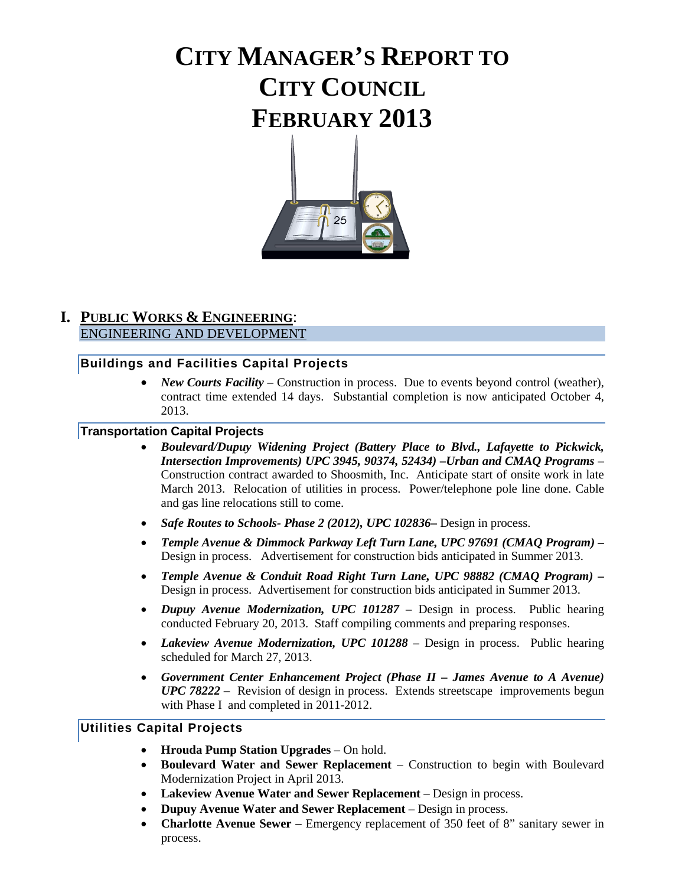# CITY MANAGER'S REPORT TO CITY COUNCIL FEBRUARY 2013

## I. PUBLIC WORKS & ENGINEERING:

ENGINEERING AND DEVELOPMENT

### Buildings and Facilities Capital Projects

- ***New Courts Facility*** – Construction in process. Due to events beyond control (weather), contract time extended 14 days. Substantial completion is now anticipated October 4, 2013.

### Transportation Capital Projects

- ***Boulevard/Dupuy Widening Project (Battery Place to Blvd., Lafayette to Pickwick, Intersection Improvements) UPC 3945, 90374, 52434) –Urban and CMAQ Programs*** – Construction contract awarded to Shoosmith, Inc. Anticipate start of onsite work in late March 2013. Relocation of utilities in process. Power/telephone pole line done. Cable and gas line relocations still to come.
- ***Safe Routes to Schools- Phase 2 (2012), UPC 102836–*** Design in process.
- ***Temple Avenue & Dimmock Parkway Left Turn Lane, UPC 97691 (CMAQ Program) –*** Design in process. Advertisement for construction bids anticipated in Summer 2013.
- ***Temple Avenue & Conduit Road Right Turn Lane, UPC 98882 (CMAQ Program) –*** Design in process. Advertisement for construction bids anticipated in Summer 2013.
- ***Dupuy Avenue Modernization, UPC 101287*** – Design in process. Public hearing conducted February 20, 2013. Staff compiling comments and preparing responses.
- ***Lakeview Avenue Modernization, UPC 101288*** – Design in process. Public hearing scheduled for March 27, 2013.
- ***Government Center Enhancement Project (Phase II – James Avenue to A Avenue) UPC 78222 –*** Revision of design in process. Extends streetscape improvements begun with Phase I and completed in 2011-2012.

### Utilities Capital Projects

- **Hrouda Pump Station Upgrades** – On hold.
- **Boulevard Water and Sewer Replacement** – Construction to begin with Boulevard Modernization Project in April 2013.
- **Lakeview Avenue Water and Sewer Replacement** – Design in process.
- **Dupuy Avenue Water and Sewer Replacement** – Design in process.
- **Charlotte Avenue Sewer –** Emergency replacement of 350 feet of 8" sanitary sewer in process.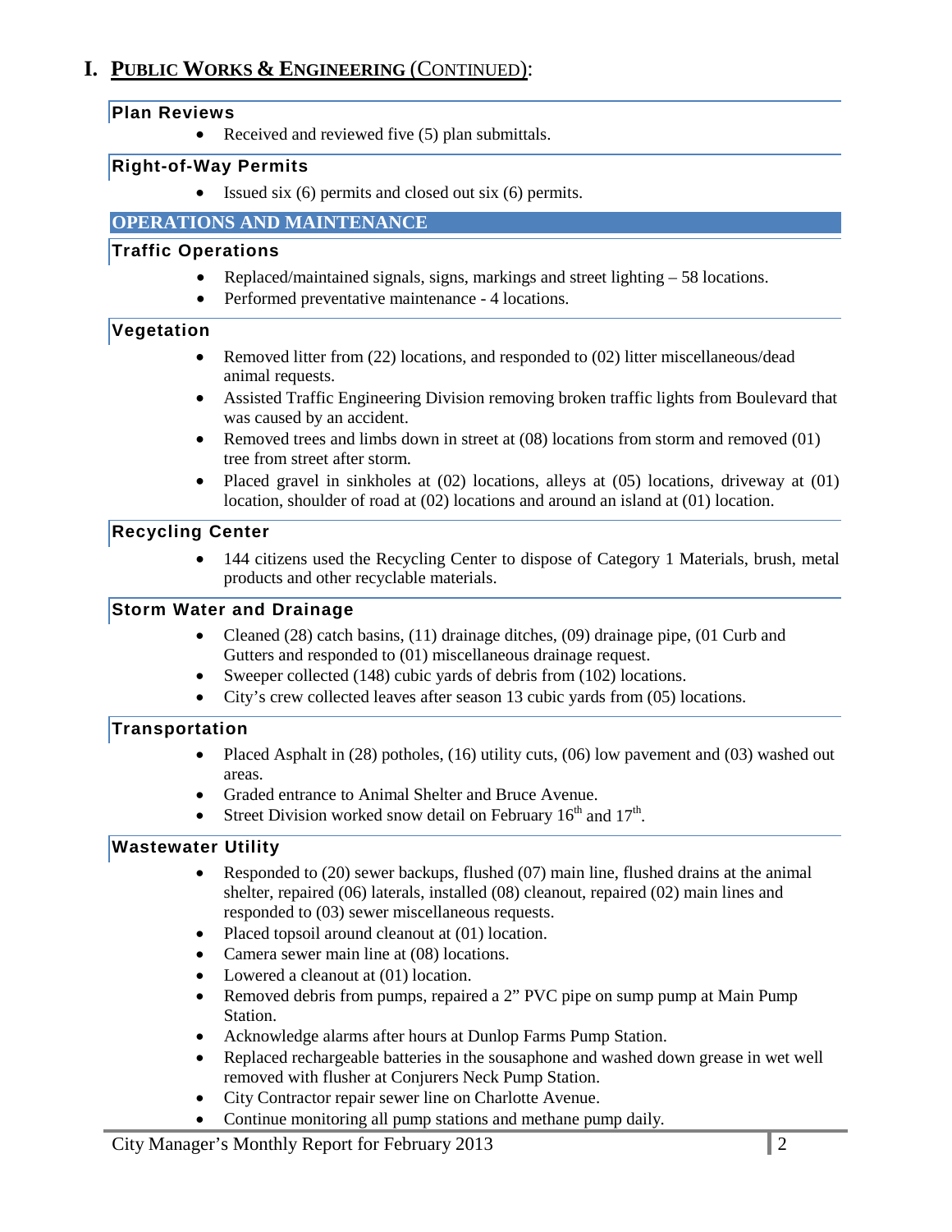# I. PUBLIC WORKS & ENGINEERING (CONTINUED):

### Plan Reviews

- Received and reviewed five (5) plan submittals.

### Right-of-Way Permits

- Issued six (6) permits and closed out six (6) permits.

## OPERATIONS AND MAINTENANCE

### Traffic Operations

- Replaced/maintained signals, signs, markings and street lighting – 58 locations.
- Performed preventative maintenance - 4 locations.

### Vegetation

- Removed litter from (22) locations, and responded to (02) litter miscellaneous/dead animal requests.
- Assisted Traffic Engineering Division removing broken traffic lights from Boulevard that was caused by an accident.
- Removed trees and limbs down in street at (08) locations from storm and removed (01) tree from street after storm.
- Placed gravel in sinkholes at (02) locations, alleys at (05) locations, driveway at (01) location, shoulder of road at (02) locations and around an island at (01) location.

### Recycling Center

- 144 citizens used the Recycling Center to dispose of Category 1 Materials, brush, metal products and other recyclable materials.

### Storm Water and Drainage

- Cleaned (28) catch basins, (11) drainage ditches, (09) drainage pipe, (01 Curb and Gutters and responded to (01) miscellaneous drainage request.
- Sweeper collected (148) cubic yards of debris from (102) locations.
- City's crew collected leaves after season 13 cubic yards from (05) locations.

### Transportation

- Placed Asphalt in (28) potholes, (16) utility cuts, (06) low pavement and (03) washed out areas.
- Graded entrance to Animal Shelter and Bruce Avenue.
- Street Division worked snow detail on February 16th and 17th.

### Wastewater Utility

- Responded to (20) sewer backups, flushed (07) main line, flushed drains at the animal shelter, repaired (06) laterals, installed (08) cleanout, repaired (02) main lines and responded to (03) sewer miscellaneous requests.
- Placed topsoil around cleanout at (01) location.
- Camera sewer main line at (08) locations.
- Lowered a cleanout at (01) location.
- Removed debris from pumps, repaired a 2" PVC pipe on sump pump at Main Pump Station.
- Acknowledge alarms after hours at Dunlop Farms Pump Station.
- Replaced rechargeable batteries in the sousaphone and washed down grease in wet well removed with flusher at Conjurers Neck Pump Station.
- City Contractor repair sewer line on Charlotte Avenue.
- Continue monitoring all pump stations and methane pump daily.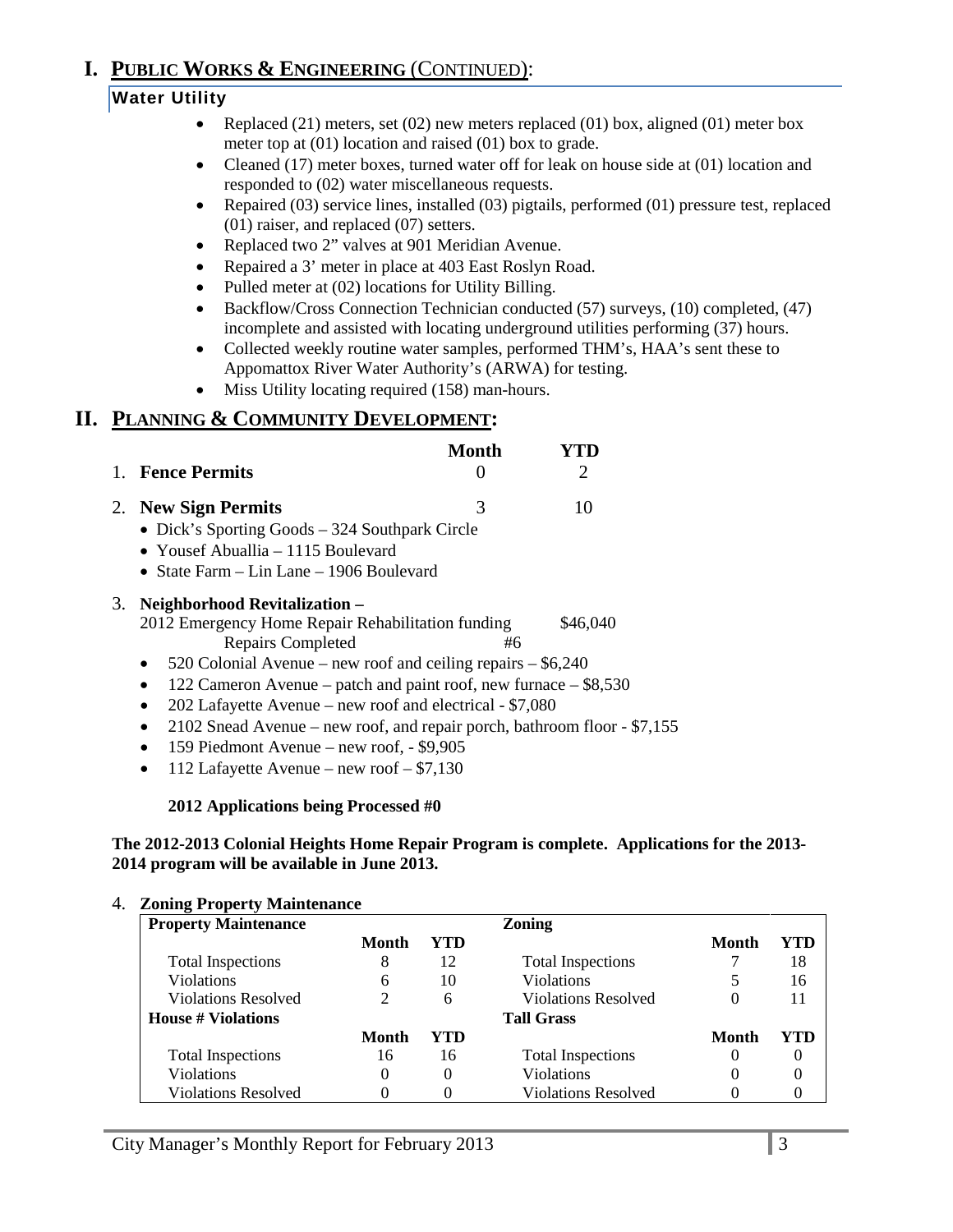# I. PUBLIC WORKS & ENGINEERING (CONTINUED):

## Water Utility

- Replaced (21) meters, set (02) new meters replaced (01) box, aligned (01) meter box meter top at (01) location and raised (01) box to grade.
- Cleaned (17) meter boxes, turned water off for leak on house side at (01) location and responded to (02) water miscellaneous requests.
- Repaired (03) service lines, installed (03) pigtails, performed (01) pressure test, replaced (01) raiser, and replaced (07) setters.
- Replaced two 2" valves at 901 Meridian Avenue.
- Repaired a 3' meter in place at 403 East Roslyn Road.
- Pulled meter at (02) locations for Utility Billing.
- Backflow/Cross Connection Technician conducted (57) surveys, (10) completed, (47) incomplete and assisted with locating underground utilities performing (37) hours.
- Collected weekly routine water samples, performed THM's, HAA's sent these to Appomattox River Water Authority's (ARWA) for testing.
- Miss Utility locating required (158) man-hours.

# II. PLANNING & COMMUNITY DEVELOPMENT:

| | Month | YTD |
|---|---|---|
| 1. **Fence Permits** | 0 | 2 |
| 2. **New Sign Permits** | 3 | 10 |

- Dick's Sporting Goods – 324 Southpark Circle
- Yousef Abuallia – 1115 Boulevard
- State Farm – Lin Lane – 1906 Boulevard

3. **Neighborhood Revitalization –**

2012 Emergency Home Repair Rehabilitation funding $46,040

Repairs Completed #6

- 520 Colonial Avenue – new roof and ceiling repairs – $6,240
- 122 Cameron Avenue – patch and paint roof, new furnace – $8,530
- 202 Lafayette Avenue – new roof and electrical - $7,080
- 2102 Snead Avenue – new roof, and repair porch, bathroom floor - $7,155
- 159 Piedmont Avenue – new roof, - $9,905
- 112 Lafayette Avenue – new roof – $7,130

**2012 Applications being Processed #0**

**The 2012-2013 Colonial Heights Home Repair Program is complete. Applications for the 2013-2014 program will be available in June 2013.**

4. **Zoning Property Maintenance**

| **Property Maintenance** | | | **Zoning** | | |
|---|---|---|---|---|---|
| | **Month** | **YTD** | | **Month** | **YTD** |
| Total Inspections | 8 | 12 | Total Inspections | 7 | 18 |
| Violations | 6 | 10 | Violations | 5 | 16 |
| Violations Resolved | 2 | 6 | Violations Resolved | 0 | 11 |
| **House # Violations** | | | **Tall Grass** | | |
| | **Month** | **YTD** | | **Month** | **YTD** |
| Total Inspections | 16 | 16 | Total Inspections | 0 | 0 |
| Violations | 0 | 0 | Violations | 0 | 0 |
| Violations Resolved | 0 | 0 | Violations Resolved | 0 | 0 |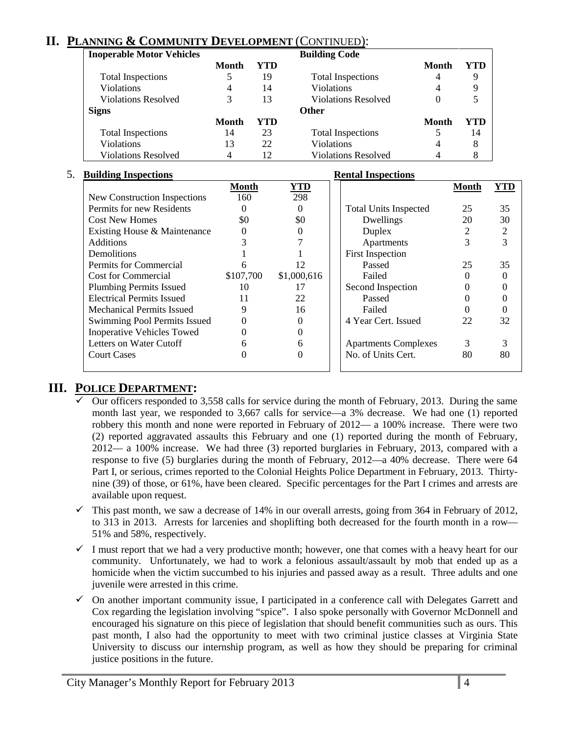## II. Planning & Community Development (Continued):

| Inoperable Motor Vehicles | Month | YTD | Building Code | Month | YTD |
|---|---|---|---|---|---|
| Total Inspections | 5 | 19 | Total Inspections | 4 | 9 |
| Violations | 4 | 14 | Violations | 4 | 9 |
| Violations Resolved | 3 | 13 | Violations Resolved | 0 | 5 |
| **Signs** | **Month** | **YTD** | **Other** | **Month** | **YTD** |
| Total Inspections | 14 | 23 | Total Inspections | 5 | 14 |
| Violations | 13 | 22 | Violations | 4 | 8 |
| Violations Resolved | 4 | 12 | Violations Resolved | 4 | 8 |

5. **Building Inspections**

| | Month | YTD |
|---|---|---|
| New Construction Inspections | 160 | 298 |
| Permits for new Residents | 0 | 0 |
| Cost New Homes | $0 | $0 |
| Existing House & Maintenance | 0 | 0 |
| Additions | 3 | 7 |
| Demolitions | 1 | 1 |
| Permits for Commercial | 6 | 12 |
| Cost for Commercial | $107,700 | $1,000,616 |
| Plumbing Permits Issued | 10 | 17 |
| Electrical Permits Issued | 11 | 22 |
| Mechanical Permits Issued | 9 | 16 |
| Swimming Pool Permits Issued | 0 | 0 |
| Inoperative Vehicles Towed | 0 | 0 |
| Letters on Water Cutoff | 6 | 6 |
| Court Cases | 0 | 0 |

**Rental Inspections**

| | Month | YTD |
|---|---|---|
| Total Units Inspected | 25 | 35 |
| Dwellings | 20 | 30 |
| Duplex | 2 | 2 |
| Apartments | 3 | 3 |
| First Inspection | | |
| Passed | 25 | 35 |
| Failed | 0 | 0 |
| Second Inspection | 0 | 0 |
| Passed | 0 | 0 |
| Failed | 0 | 0 |
| 4 Year Cert. Issued | 22 | 32 |
| Apartments Complexes | 3 | 3 |
| No. of Units Cert. | 80 | 80 |

## III. Police Department:

- ✓ Our officers responded to 3,558 calls for service during the month of February, 2013. During the same month last year, we responded to 3,667 calls for service—a 3% decrease. We had one (1) reported robbery this month and none were reported in February of 2012— a 100% increase. There were two (2) reported aggravated assaults this February and one (1) reported during the month of February, 2012— a 100% increase. We had three (3) reported burglaries in February, 2013, compared with a response to five (5) burglaries during the month of February, 2012—a 40% decrease. There were 64 Part I, or serious, crimes reported to the Colonial Heights Police Department in February, 2013. Thirty-nine (39) of those, or 61%, have been cleared. Specific percentages for the Part I crimes and arrests are available upon request.
- ✓ This past month, we saw a decrease of 14% in our overall arrests, going from 364 in February of 2012, to 313 in 2013. Arrests for larcenies and shoplifting both decreased for the fourth month in a row—51% and 58%, respectively.
- ✓ I must report that we had a very productive month; however, one that comes with a heavy heart for our community. Unfortunately, we had to work a felonious assault/assault by mob that ended up as a homicide when the victim succumbed to his injuries and passed away as a result. Three adults and one juvenile were arrested in this crime.
- ✓ On another important community issue, I participated in a conference call with Delegates Garrett and Cox regarding the legislation involving "spice". I also spoke personally with Governor McDonnell and encouraged his signature on this piece of legislation that should benefit communities such as ours. This past month, I also had the opportunity to meet with two criminal justice classes at Virginia State University to discuss our internship program, as well as how they should be preparing for criminal justice positions in the future.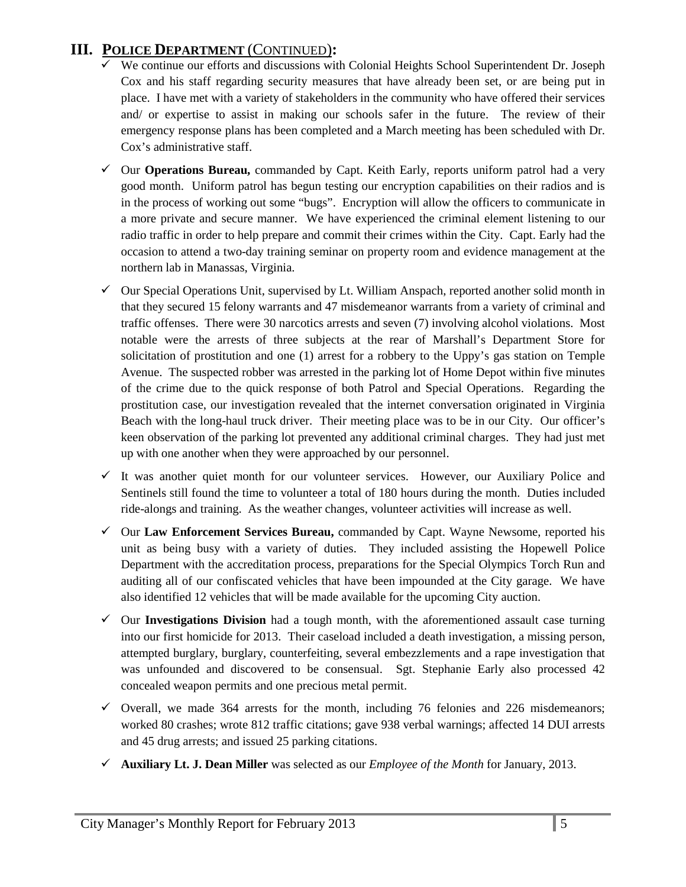## III. POLICE DEPARTMENT (CONTINUED):

- ✓ We continue our efforts and discussions with Colonial Heights School Superintendent Dr. Joseph Cox and his staff regarding security measures that have already been set, or are being put in place. I have met with a variety of stakeholders in the community who have offered their services and/ or expertise to assist in making our schools safer in the future. The review of their emergency response plans has been completed and a March meeting has been scheduled with Dr. Cox's administrative staff.

- ✓ Our **Operations Bureau,** commanded by Capt. Keith Early, reports uniform patrol had a very good month. Uniform patrol has begun testing our encryption capabilities on their radios and is in the process of working out some "bugs". Encryption will allow the officers to communicate in a more private and secure manner. We have experienced the criminal element listening to our radio traffic in order to help prepare and commit their crimes within the City. Capt. Early had the occasion to attend a two-day training seminar on property room and evidence management at the northern lab in Manassas, Virginia.

- ✓ Our Special Operations Unit, supervised by Lt. William Anspach, reported another solid month in that they secured 15 felony warrants and 47 misdemeanor warrants from a variety of criminal and traffic offenses. There were 30 narcotics arrests and seven (7) involving alcohol violations. Most notable were the arrests of three subjects at the rear of Marshall's Department Store for solicitation of prostitution and one (1) arrest for a robbery to the Uppy's gas station on Temple Avenue. The suspected robber was arrested in the parking lot of Home Depot within five minutes of the crime due to the quick response of both Patrol and Special Operations. Regarding the prostitution case, our investigation revealed that the internet conversation originated in Virginia Beach with the long-haul truck driver. Their meeting place was to be in our City. Our officer's keen observation of the parking lot prevented any additional criminal charges. They had just met up with one another when they were approached by our personnel.

- ✓ It was another quiet month for our volunteer services. However, our Auxiliary Police and Sentinels still found the time to volunteer a total of 180 hours during the month. Duties included ride-alongs and training. As the weather changes, volunteer activities will increase as well.

- ✓ Our **Law Enforcement Services Bureau,** commanded by Capt. Wayne Newsome, reported his unit as being busy with a variety of duties. They included assisting the Hopewell Police Department with the accreditation process, preparations for the Special Olympics Torch Run and auditing all of our confiscated vehicles that have been impounded at the City garage. We have also identified 12 vehicles that will be made available for the upcoming City auction.

- ✓ Our **Investigations Division** had a tough month, with the aforementioned assault case turning into our first homicide for 2013. Their caseload included a death investigation, a missing person, attempted burglary, burglary, counterfeiting, several embezzlements and a rape investigation that was unfounded and discovered to be consensual. Sgt. Stephanie Early also processed 42 concealed weapon permits and one precious metal permit.

- ✓ Overall, we made 364 arrests for the month, including 76 felonies and 226 misdemeanors; worked 80 crashes; wrote 812 traffic citations; gave 938 verbal warnings; affected 14 DUI arrests and 45 drug arrests; and issued 25 parking citations.

- ✓ **Auxiliary Lt. J. Dean Miller** was selected as our *Employee of the Month* for January, 2013.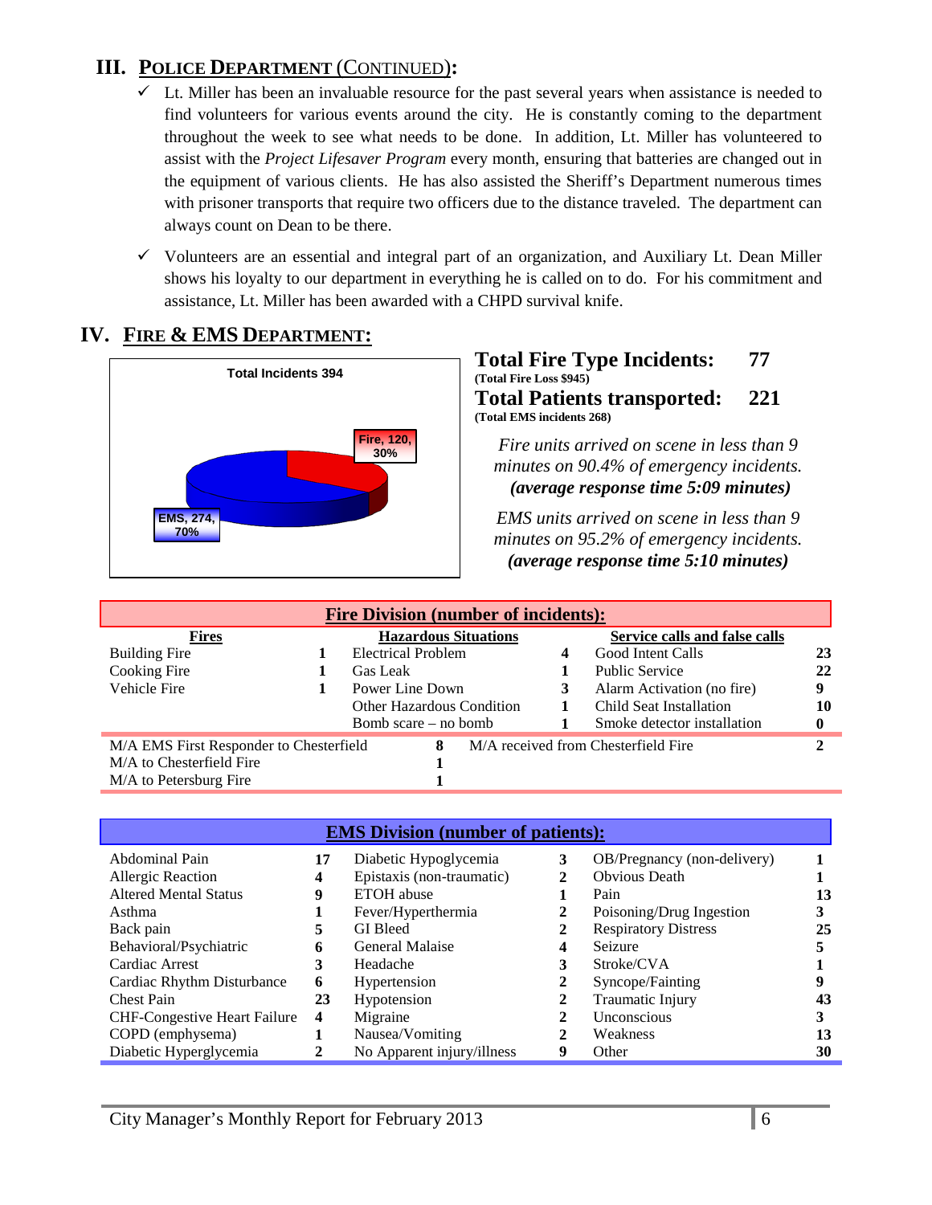## III. POLICE DEPARTMENT (CONTINUED):

- ✓ Lt. Miller has been an invaluable resource for the past several years when assistance is needed to find volunteers for various events around the city. He is constantly coming to the department throughout the week to see what needs to be done. In addition, Lt. Miller has volunteered to assist with the *Project Lifesaver Program* every month, ensuring that batteries are changed out in the equipment of various clients. He has also assisted the Sheriff's Department numerous times with prisoner transports that require two officers due to the distance traveled. The department can always count on Dean to be there.
- ✓ Volunteers are an essential and integral part of an organization, and Auxiliary Lt. Dean Miller shows his loyalty to our department in everything he is called on to do. For his commitment and assistance, Lt. Miller has been awarded with a CHPD survival knife.

## IV. FIRE & EMS DEPARTMENT:

Total Incidents 394

- Fire, 120, 30%
- EMS, 274, 70%

**Total Fire Type Incidents: 77**
**(Total Fire Loss $945)**

**Total Patients transported: 221**
**(Total EMS incidents 268)**

*Fire units arrived on scene in less than 9 minutes on 90.4% of emergency incidents.* ***(average response time 5:09 minutes)***

*EMS units arrived on scene in less than 9 minutes on 95.2% of emergency incidents.* ***(average response time 5:10 minutes)***

| Fire Division (number of incidents): | | | | | |
|---|---|---|---|---|---|
| **Fires** | | **Hazardous Situations** | | **Service calls and false calls** | |
| Building Fire | 1 | Electrical Problem | 4 | Good Intent Calls | 23 |
| Cooking Fire | 1 | Gas Leak | 1 | Public Service | 22 |
| Vehicle Fire | 1 | Power Line Down | 3 | Alarm Activation (no fire) | 9 |
| | | Other Hazardous Condition | 1 | Child Seat Installation | 10 |
| | | Bomb scare – no bomb | 1 | Smoke detector installation | 0 |
| M/A EMS First Responder to Chesterfield | 8 | M/A received from Chesterfield Fire | 2 | | |
| M/A to Chesterfield Fire | 1 | | | | |
| M/A to Petersburg Fire | 1 | | | | |

| EMS Division (number of patients): | | | | | |
|---|---|---|---|---|---|
| Abdominal Pain | 17 | Diabetic Hypoglycemia | 3 | OB/Pregnancy (non-delivery) | 1 |
| Allergic Reaction | 4 | Epistaxis (non-traumatic) | 2 | Obvious Death | 1 |
| Altered Mental Status | 9 | ETOH abuse | 1 | Pain | 13 |
| Asthma | 1 | Fever/Hyperthermia | 2 | Poisoning/Drug Ingestion | 3 |
| Back pain | 5 | GI Bleed | 2 | Respiratory Distress | 25 |
| Behavioral/Psychiatric | 6 | General Malaise | 4 | Seizure | 5 |
| Cardiac Arrest | 3 | Headache | 3 | Stroke/CVA | 1 |
| Cardiac Rhythm Disturbance | 6 | Hypertension | 2 | Syncope/Fainting | 9 |
| Chest Pain | 23 | Hypotension | 2 | Traumatic Injury | 43 |
| CHF-Congestive Heart Failure | 4 | Migraine | 2 | Unconscious | 3 |
| COPD (emphysema) | 1 | Nausea/Vomiting | 2 | Weakness | 13 |
| Diabetic Hyperglycemia | 2 | No Apparent injury/illness | 9 | Other | 30 |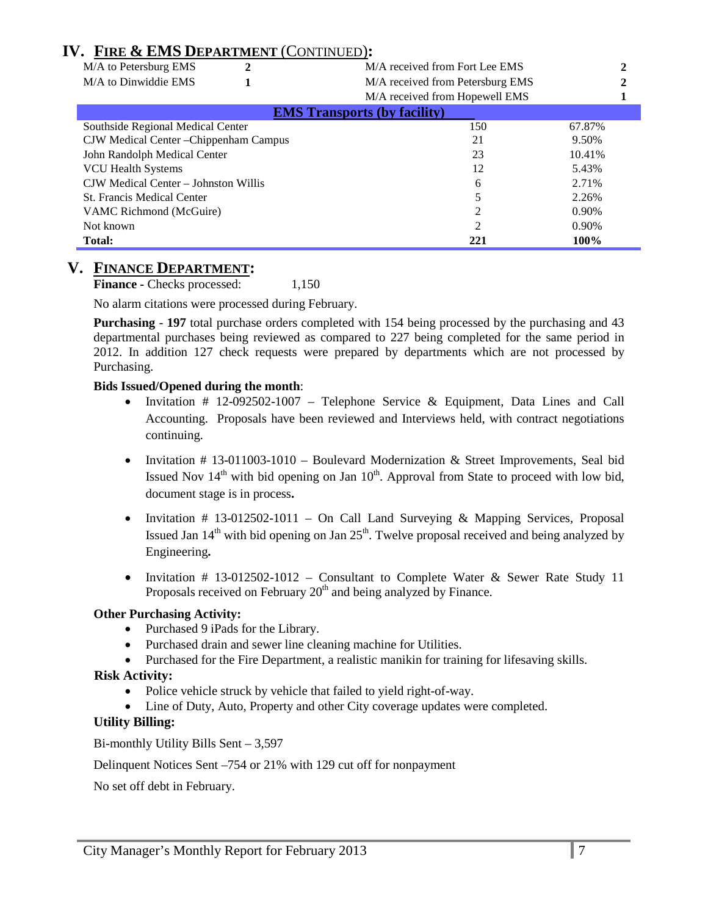## IV. FIRE & EMS DEPARTMENT (CONTINUED):

| | | | |
|---|---|---|---|
| M/A to Petersburg EMS | 2 | M/A received from Fort Lee EMS | 2 |
| M/A to Dinwiddie EMS | 1 | M/A received from Petersburg EMS | 2 |
| | | M/A received from Hopewell EMS | 1 |

| EMS Transports (by facility) | | |
|---|---|---|
| Southside Regional Medical Center | 150 | 67.87% |
| CJW Medical Center –Chippenham Campus | 21 | 9.50% |
| John Randolph Medical Center | 23 | 10.41% |
| VCU Health Systems | 12 | 5.43% |
| CJW Medical Center – Johnston Willis | 6 | 2.71% |
| St. Francis Medical Center | 5 | 2.26% |
| VAMC Richmond (McGuire) | 2 | 0.90% |
| Not known | 2 | 0.90% |
| **Total:** | **221** | **100%** |

## V. FINANCE DEPARTMENT:

**Finance** - Checks processed: 1,150

No alarm citations were processed during February.

**Purchasing** - **197** total purchase orders completed with 154 being processed by the purchasing and 43 departmental purchases being reviewed as compared to 227 being completed for the same period in 2012. In addition 127 check requests were prepared by departments which are not processed by Purchasing.

**Bids Issued/Opened during the month**:

- Invitation # 12-092502-1007 – Telephone Service & Equipment, Data Lines and Call Accounting. Proposals have been reviewed and Interviews held, with contract negotiations continuing.
- Invitation # 13-011003-1010 – Boulevard Modernization & Street Improvements, Seal bid Issued Nov 14th with bid opening on Jan 10th. Approval from State to proceed with low bid, document stage is in process**.**
- Invitation # 13-012502-1011 – On Call Land Surveying & Mapping Services, Proposal Issued Jan 14th with bid opening on Jan 25th. Twelve proposal received and being analyzed by Engineering**.**
- Invitation # 13-012502-1012 – Consultant to Complete Water & Sewer Rate Study 11 Proposals received on February 20th and being analyzed by Finance.

**Other Purchasing Activity:**

- Purchased 9 iPads for the Library.
- Purchased drain and sewer line cleaning machine for Utilities.
- Purchased for the Fire Department, a realistic manikin for training for lifesaving skills.

**Risk Activity:**

- Police vehicle struck by vehicle that failed to yield right-of-way.
- Line of Duty, Auto, Property and other City coverage updates were completed.

**Utility Billing:**

Bi-monthly Utility Bills Sent – 3,597

Delinquent Notices Sent –754 or 21% with 129 cut off for nonpayment

No set off debt in February.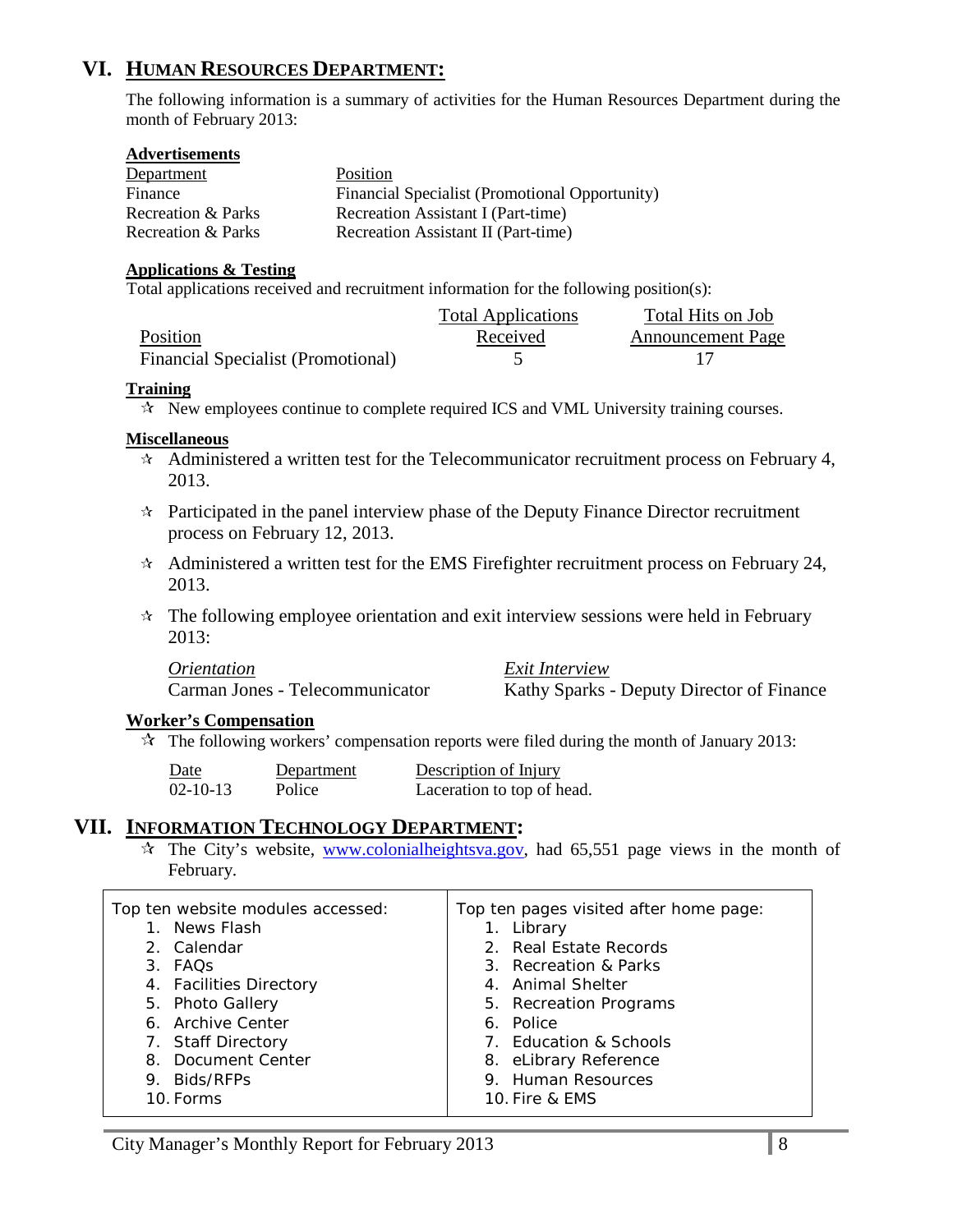## VI. HUMAN RESOURCES DEPARTMENT:

The following information is a summary of activities for the Human Resources Department during the month of February 2013:

**Advertisements**

| Department | Position |
|---|---|
| Finance | Financial Specialist (Promotional Opportunity) |
| Recreation & Parks | Recreation Assistant I (Part-time) |
| Recreation & Parks | Recreation Assistant II (Part-time) |

**Applications & Testing**

Total applications received and recruitment information for the following position(s):

| Position | Total Applications Received | Total Hits on Job Announcement Page |
|---|---|---|
| Financial Specialist (Promotional) | 5 | 17 |

**Training**

- ✩ New employees continue to complete required ICS and VML University training courses.

**Miscellaneous**

- ✩ Administered a written test for the Telecommunicator recruitment process on February 4, 2013.
- ✩ Participated in the panel interview phase of the Deputy Finance Director recruitment process on February 12, 2013.
- ✩ Administered a written test for the EMS Firefighter recruitment process on February 24, 2013.
- ✩ The following employee orientation and exit interview sessions were held in February 2013:

| *Orientation* | *Exit Interview* |
|---|---|
| Carman Jones - Telecommunicator | Kathy Sparks - Deputy Director of Finance |

**Worker's Compensation**

- ✩ The following workers' compensation reports were filed during the month of January 2013:

| Date | Department | Description of Injury |
|---|---|---|
| 02-10-13 | Police | Laceration to top of head. |

## VII. INFORMATION TECHNOLOGY DEPARTMENT:

- ✩ The City's website, www.colonialheightsva.gov, had 65,551 page views in the month of February.

| Top ten website modules accessed: | Top ten pages visited after home page: |
|---|---|
| 1. News Flash | 1. Library |
| 2. Calendar | 2. Real Estate Records |
| 3. FAQs | 3. Recreation & Parks |
| 4. Facilities Directory | 4. Animal Shelter |
| 5. Photo Gallery | 5. Recreation Programs |
| 6. Archive Center | 6. Police |
| 7. Staff Directory | 7. Education & Schools |
| 8. Document Center | 8. eLibrary Reference |
| 9. Bids/RFPs | 9. Human Resources |
| 10. Forms | 10. Fire & EMS |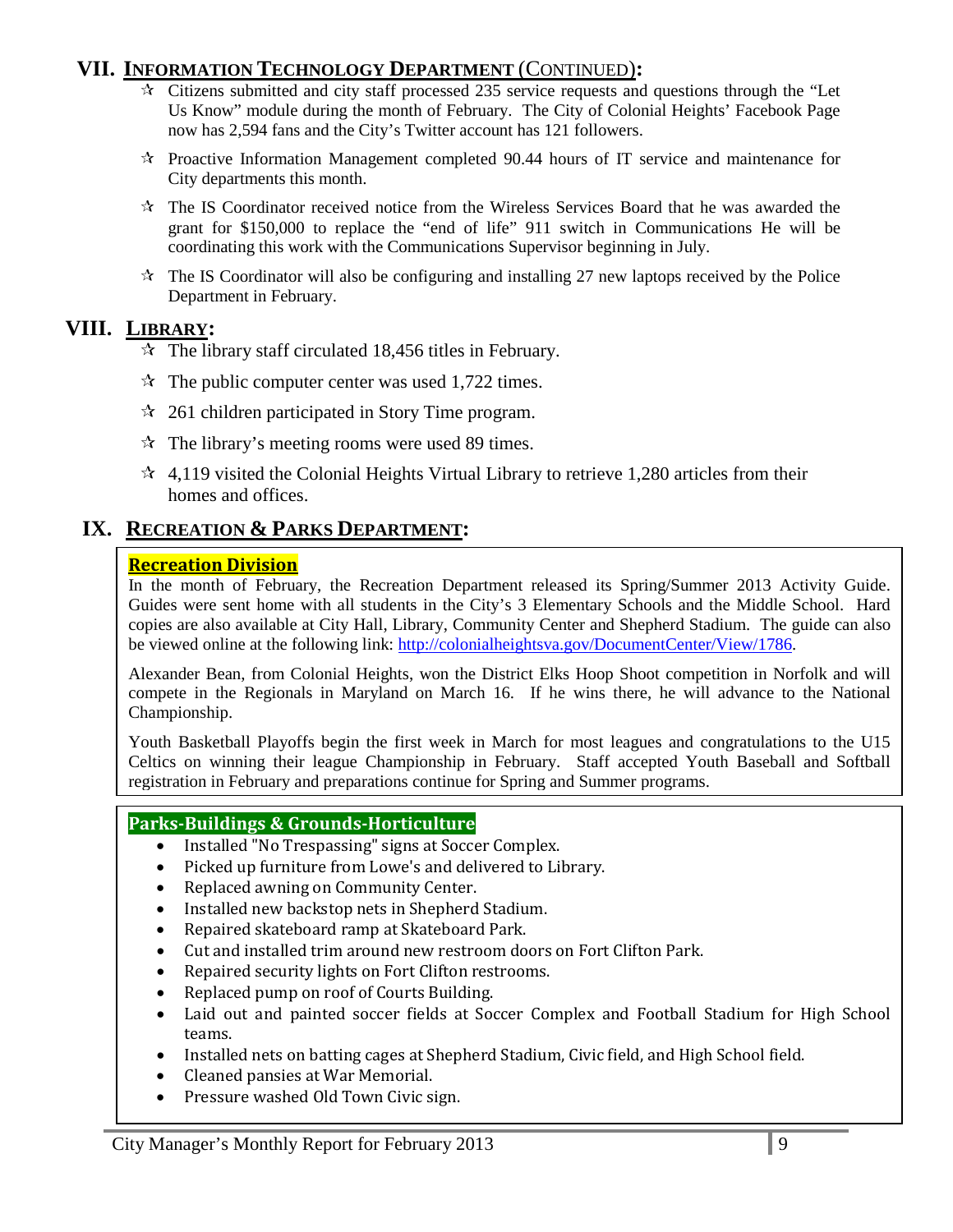## VII. INFORMATION TECHNOLOGY DEPARTMENT (CONTINUED):

- ✰ Citizens submitted and city staff processed 235 service requests and questions through the "Let Us Know" module during the month of February. The City of Colonial Heights' Facebook Page now has 2,594 fans and the City's Twitter account has 121 followers.
- ✰ Proactive Information Management completed 90.44 hours of IT service and maintenance for City departments this month.
- ✰ The IS Coordinator received notice from the Wireless Services Board that he was awarded the grant for $150,000 to replace the "end of life" 911 switch in Communications He will be coordinating this work with the Communications Supervisor beginning in July.
- ✰ The IS Coordinator will also be configuring and installing 27 new laptops received by the Police Department in February.

## VIII. LIBRARY:

- ✰ The library staff circulated 18,456 titles in February.
- ✰ The public computer center was used 1,722 times.
- ✰ 261 children participated in Story Time program.
- ✰ The library's meeting rooms were used 89 times.
- ✰ 4,119 visited the Colonial Heights Virtual Library to retrieve 1,280 articles from their homes and offices.

## IX. RECREATION & PARKS DEPARTMENT:

### Recreation Division

In the month of February, the Recreation Department released its Spring/Summer 2013 Activity Guide. Guides were sent home with all students in the City's 3 Elementary Schools and the Middle School. Hard copies are also available at City Hall, Library, Community Center and Shepherd Stadium. The guide can also be viewed online at the following link: http://colonialheightsva.gov/DocumentCenter/View/1786.

Alexander Bean, from Colonial Heights, won the District Elks Hoop Shoot competition in Norfolk and will compete in the Regionals in Maryland on March 16. If he wins there, he will advance to the National Championship.

Youth Basketball Playoffs begin the first week in March for most leagues and congratulations to the U15 Celtics on winning their league Championship in February. Staff accepted Youth Baseball and Softball registration in February and preparations continue for Spring and Summer programs.

### Parks-Buildings & Grounds-Horticulture

- Installed "No Trespassing" signs at Soccer Complex.
- Picked up furniture from Lowe's and delivered to Library.
- Replaced awning on Community Center.
- Installed new backstop nets in Shepherd Stadium.
- Repaired skateboard ramp at Skateboard Park.
- Cut and installed trim around new restroom doors on Fort Clifton Park.
- Repaired security lights on Fort Clifton restrooms.
- Replaced pump on roof of Courts Building.
- Laid out and painted soccer fields at Soccer Complex and Football Stadium for High School teams.
- Installed nets on batting cages at Shepherd Stadium, Civic field, and High School field.
- Cleaned pansies at War Memorial.
- Pressure washed Old Town Civic sign.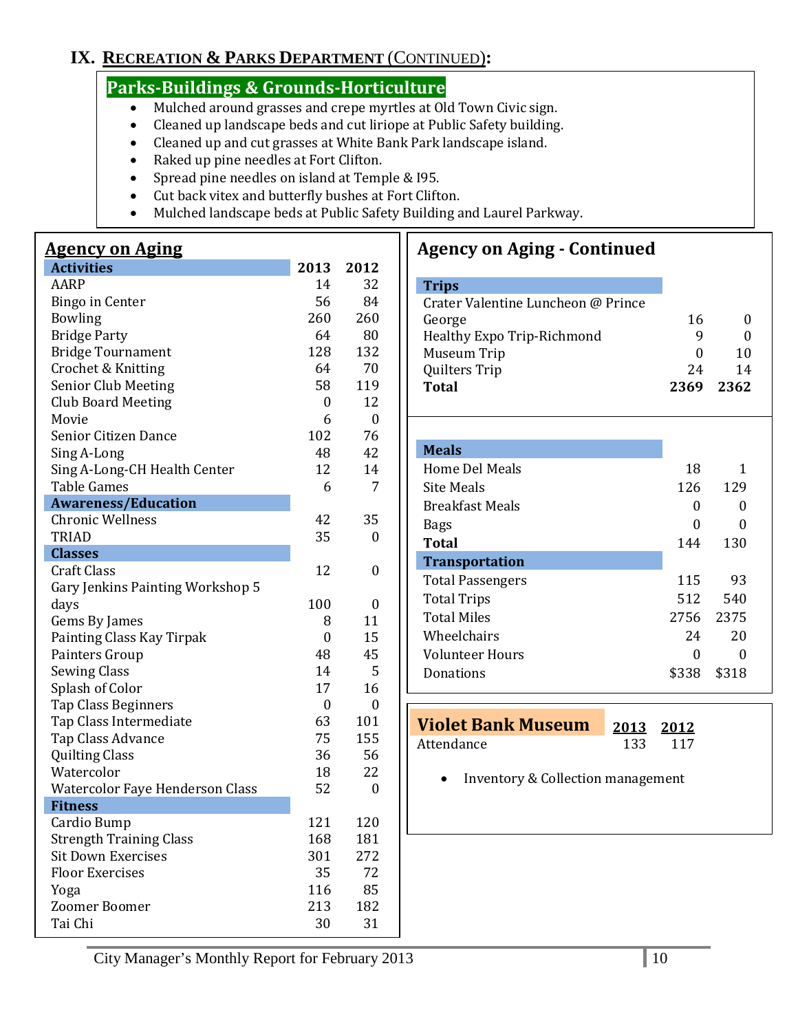## IX. RECREATION & PARKS DEPARTMENT (CONTINUED):

### Parks-Buildings & Grounds-Horticulture

- Mulched around grasses and crepe myrtles at Old Town Civic sign.
- Cleaned up landscape beds and cut liriope at Public Safety building.
- Cleaned up and cut grasses at White Bank Park landscape island.
- Raked up pine needles at Fort Clifton.
- Spread pine needles on island at Temple & I95.
- Cut back vitex and butterfly bushes at Fort Clifton.
- Mulched landscape beds at Public Safety Building and Laurel Parkway.

### Agency on Aging

| Activities | 2013 | 2012 |
|---|---|---|
| AARP | 14 | 32 |
| Bingo in Center | 56 | 84 |
| Bowling | 260 | 260 |
| Bridge Party | 64 | 80 |
| Bridge Tournament | 128 | 132 |
| Crochet & Knitting | 64 | 70 |
| Senior Club Meeting | 58 | 119 |
| Club Board Meeting | 0 | 12 |
| Movie | 6 | 0 |
| Senior Citizen Dance | 102 | 76 |
| Sing A-Long | 48 | 42 |
| Sing A-Long-CH Health Center | 12 | 14 |
| Table Games | 6 | 7 |
| **Awareness/Education** | | |
| Chronic Wellness | 42 | 35 |
| TRIAD | 35 | 0 |
| **Classes** | | |
| Craft Class | 12 | 0 |
| Gary Jenkins Painting Workshop 5 days | 100 | 0 |
| Gems By James | 8 | 11 |
| Painting Class Kay Tirpak | 0 | 15 |
| Painters Group | 48 | 45 |
| Sewing Class | 14 | 5 |
| Splash of Color | 17 | 16 |
| Tap Class Beginners | 0 | 0 |
| Tap Class Intermediate | 63 | 101 |
| Tap Class Advance | 75 | 155 |
| Quilting Class | 36 | 56 |
| Watercolor | 18 | 22 |
| Watercolor Faye Henderson Class | 52 | 0 |
| **Fitness** | | |
| Cardio Bump | 121 | 120 |
| Strength Training Class | 168 | 181 |
| Sit Down Exercises | 301 | 272 |
| Floor Exercises | 35 | 72 |
| Yoga | 116 | 85 |
| Zoomer Boomer | 213 | 182 |
| Tai Chi | 30 | 31 |

### Agency on Aging - Continued

| Trips | | |
|---|---|---|
| Crater Valentine Luncheon @ Prince George | 16 | 0 |
| Healthy Expo Trip-Richmond | 9 | 0 |
| Museum Trip | 0 | 10 |
| Quilters Trip | 24 | 14 |
| **Total** | **2369** | **2362** |

| Meals | | |
|---|---|---|
| Home Del Meals | 18 | 1 |
| Site Meals | 126 | 129 |
| Breakfast Meals | 0 | 0 |
| Bags | 0 | 0 |
| **Total** | 144 | 130 |
| **Transportation** | | |
| Total Passengers | 115 | 93 |
| Total Trips | 512 | 540 |
| Total Miles | 2756 | 2375 |
| Wheelchairs | 24 | 20 |
| Volunteer Hours | 0 | 0 |
| Donations | $338 | $318 |

### Violet Bank Museum

| | 2013 | 2012 |
|---|---|---|
| Attendance | 133 | 117 |

- Inventory & Collection management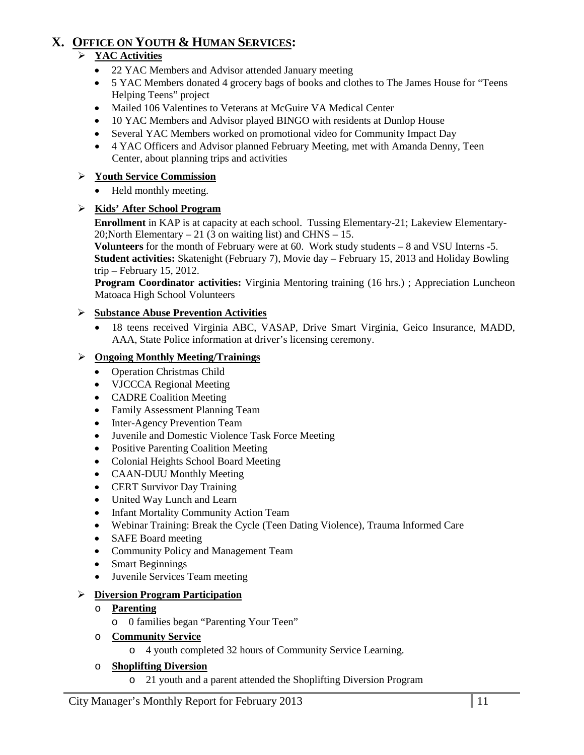# X. OFFICE ON YOUTH & HUMAN SERVICES:

- **YAC Activities**
  - 22 YAC Members and Advisor attended January meeting
  - 5 YAC Members donated 4 grocery bags of books and clothes to The James House for "Teens Helping Teens" project
  - Mailed 106 Valentines to Veterans at McGuire VA Medical Center
  - 10 YAC Members and Advisor played BINGO with residents at Dunlop House
  - Several YAC Members worked on promotional video for Community Impact Day
  - 4 YAC Officers and Advisor planned February Meeting, met with Amanda Denny, Teen Center, about planning trips and activities

- **Youth Service Commission**
  - Held monthly meeting.

- **Kids' After School Program**

  **Enrollment** in KAP is at capacity at each school. Tussing Elementary-21; Lakeview Elementary-20;North Elementary – 21 (3 on waiting list) and CHNS – 15.

  **Volunteers** for the month of February were at 60. Work study students – 8 and VSU Interns -5.

  **Student activities:** Skatenight (February 7), Movie day – February 15, 2013 and Holiday Bowling trip – February 15, 2012.

  **Program Coordinator activities:** Virginia Mentoring training (16 hrs.) ; Appreciation Luncheon Matoaca High School Volunteers

- **Substance Abuse Prevention Activities**
  - 18 teens received Virginia ABC, VASAP, Drive Smart Virginia, Geico Insurance, MADD, AAA, State Police information at driver's licensing ceremony.

- **Ongoing Monthly Meeting/Trainings**
  - Operation Christmas Child
  - VJCCCA Regional Meeting
  - CADRE Coalition Meeting
  - Family Assessment Planning Team
  - Inter-Agency Prevention Team
  - Juvenile and Domestic Violence Task Force Meeting
  - Positive Parenting Coalition Meeting
  - Colonial Heights School Board Meeting
  - CAAN-DUU Monthly Meeting
  - CERT Survivor Day Training
  - United Way Lunch and Learn
  - Infant Mortality Community Action Team
  - Webinar Training: Break the Cycle (Teen Dating Violence), Trauma Informed Care
  - SAFE Board meeting
  - Community Policy and Management Team
  - Smart Beginnings
  - Juvenile Services Team meeting

- **Diversion Program Participation**
  - **Parenting**
    - 0 families began "Parenting Your Teen"
  - **Community Service**
    - 4 youth completed 32 hours of Community Service Learning.
  - **Shoplifting Diversion**
    - 21 youth and a parent attended the Shoplifting Diversion Program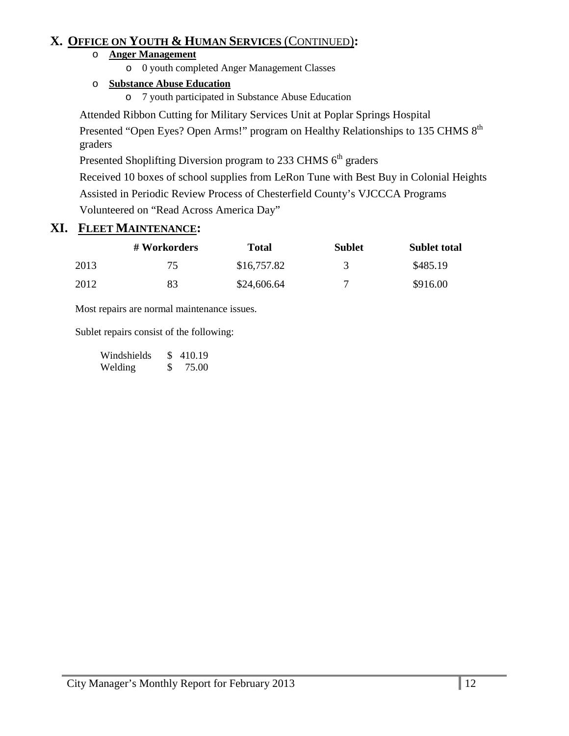## X. OFFICE ON YOUTH & HUMAN SERVICES (CONTINUED):

- **Anger Management**
  - 0 youth completed Anger Management Classes
- **Substance Abuse Education**
  - 7 youth participated in Substance Abuse Education

Attended Ribbon Cutting for Military Services Unit at Poplar Springs Hospital

Presented "Open Eyes? Open Arms!" program on Healthy Relationships to 135 CHMS 8th graders

Presented Shoplifting Diversion program to 233 CHMS 6th graders

Received 10 boxes of school supplies from LeRon Tune with Best Buy in Colonial Heights

Assisted in Periodic Review Process of Chesterfield County's VJCCCA Programs

Volunteered on "Read Across America Day"

## XI. FLEET MAINTENANCE:

| | # Workorders | Total | Sublet | Sublet total |
|---|---|---|---|---|
| 2013 | 75 | $16,757.82 | 3 | $485.19 |
| 2012 | 83 | $24,606.64 | 7 | $916.00 |

Most repairs are normal maintenance issues.

Sublet repairs consist of the following:

| | |
|---|---|
| Windshields | $ 410.19 |
| Welding | $ 75.00 |